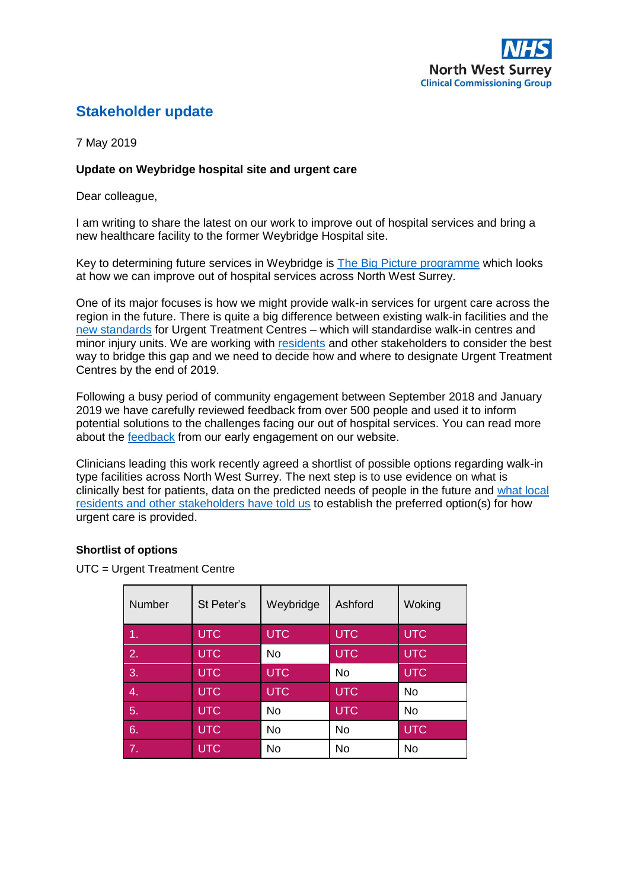NHS
North West Surrey
Clinical Commissioning Group

# Stakeholder update

7 May 2019

**Update on Weybridge hospital site and urgent care**

Dear colleague,

I am writing to share the latest on our work to improve out of hospital services and bring a new healthcare facility to the former Weybridge Hospital site.

Key to determining future services in Weybridge is The Big Picture programme which looks at how we can improve out of hospital services across North West Surrey.

One of its major focuses is how we might provide walk-in services for urgent care across the region in the future. There is quite a big difference between existing walk-in facilities and the new standards for Urgent Treatment Centres – which will standardise walk-in centres and minor injury units. We are working with residents and other stakeholders to consider the best way to bridge this gap and we need to decide how and where to designate Urgent Treatment Centres by the end of 2019.

Following a busy period of community engagement between September 2018 and January 2019 we have carefully reviewed feedback from over 500 people and used it to inform potential solutions to the challenges facing our out of hospital services. You can read more about the feedback from our early engagement on our website.

Clinicians leading this work recently agreed a shortlist of possible options regarding walk-in type facilities across North West Surrey. The next step is to use evidence on what is clinically best for patients, data on the predicted needs of people in the future and what local residents and other stakeholders have told us to establish the preferred option(s) for how urgent care is provided.

**Shortlist of options**

UTC = Urgent Treatment Centre

| Number | St Peter's | Weybridge | Ashford | Woking |
|---|---|---|---|---|
| 1. | UTC | UTC | UTC | UTC |
| 2. | UTC | No | UTC | UTC |
| 3. | UTC | UTC | No | UTC |
| 4. | UTC | UTC | UTC | No |
| 5. | UTC | No | UTC | No |
| 6. | UTC | No | No | UTC |
| 7. | UTC | No | No | No |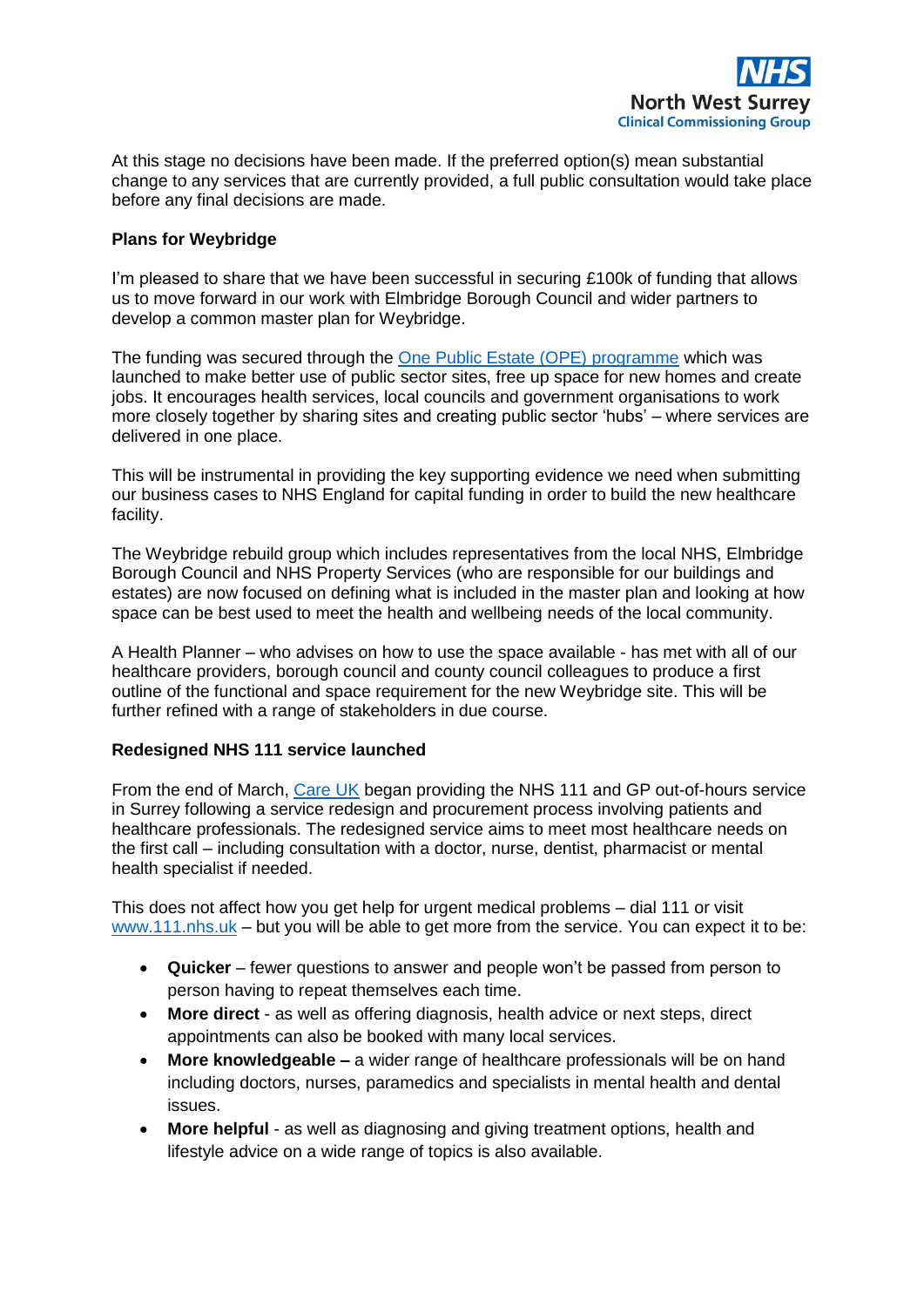At this stage no decisions have been made. If the preferred option(s) mean substantial change to any services that are currently provided, a full public consultation would take place before any final decisions are made.

**Plans for Weybridge**

I'm pleased to share that we have been successful in securing £100k of funding that allows us to move forward in our work with Elmbridge Borough Council and wider partners to develop a common master plan for Weybridge.

The funding was secured through the One Public Estate (OPE) programme which was launched to make better use of public sector sites, free up space for new homes and create jobs. It encourages health services, local councils and government organisations to work more closely together by sharing sites and creating public sector 'hubs' – where services are delivered in one place.

This will be instrumental in providing the key supporting evidence we need when submitting our business cases to NHS England for capital funding in order to build the new healthcare facility.

The Weybridge rebuild group which includes representatives from the local NHS, Elmbridge Borough Council and NHS Property Services (who are responsible for our buildings and estates) are now focused on defining what is included in the master plan and looking at how space can be best used to meet the health and wellbeing needs of the local community.

A Health Planner – who advises on how to use the space available - has met with all of our healthcare providers, borough council and county council colleagues to produce a first outline of the functional and space requirement for the new Weybridge site. This will be further refined with a range of stakeholders in due course.

**Redesigned NHS 111 service launched**

From the end of March, Care UK began providing the NHS 111 and GP out-of-hours service in Surrey following a service redesign and procurement process involving patients and healthcare professionals. The redesigned service aims to meet most healthcare needs on the first call – including consultation with a doctor, nurse, dentist, pharmacist or mental health specialist if needed.

This does not affect how you get help for urgent medical problems – dial 111 or visit www.111.nhs.uk – but you will be able to get more from the service. You can expect it to be:

- **Quicker** – fewer questions to answer and people won't be passed from person to person having to repeat themselves each time.
- **More direct** - as well as offering diagnosis, health advice or next steps, direct appointments can also be booked with many local services.
- **More knowledgeable –** a wider range of healthcare professionals will be on hand including doctors, nurses, paramedics and specialists in mental health and dental issues.
- **More helpful** - as well as diagnosing and giving treatment options, health and lifestyle advice on a wide range of topics is also available.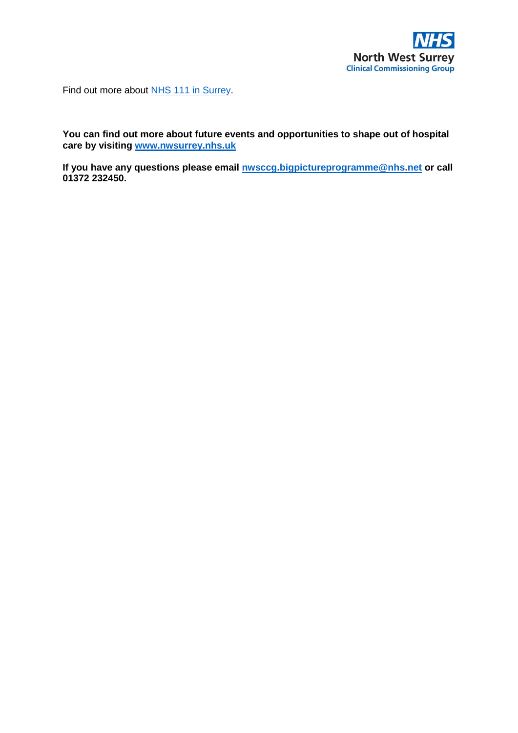Find out more about NHS 111 in Surrey.

**You can find out more about future events and opportunities to shape out of hospital care by visiting www.nwsurrey.nhs.uk**

**If you have any questions please email nwsccg.bigpictureprogramme@nhs.net or call 01372 232450.**